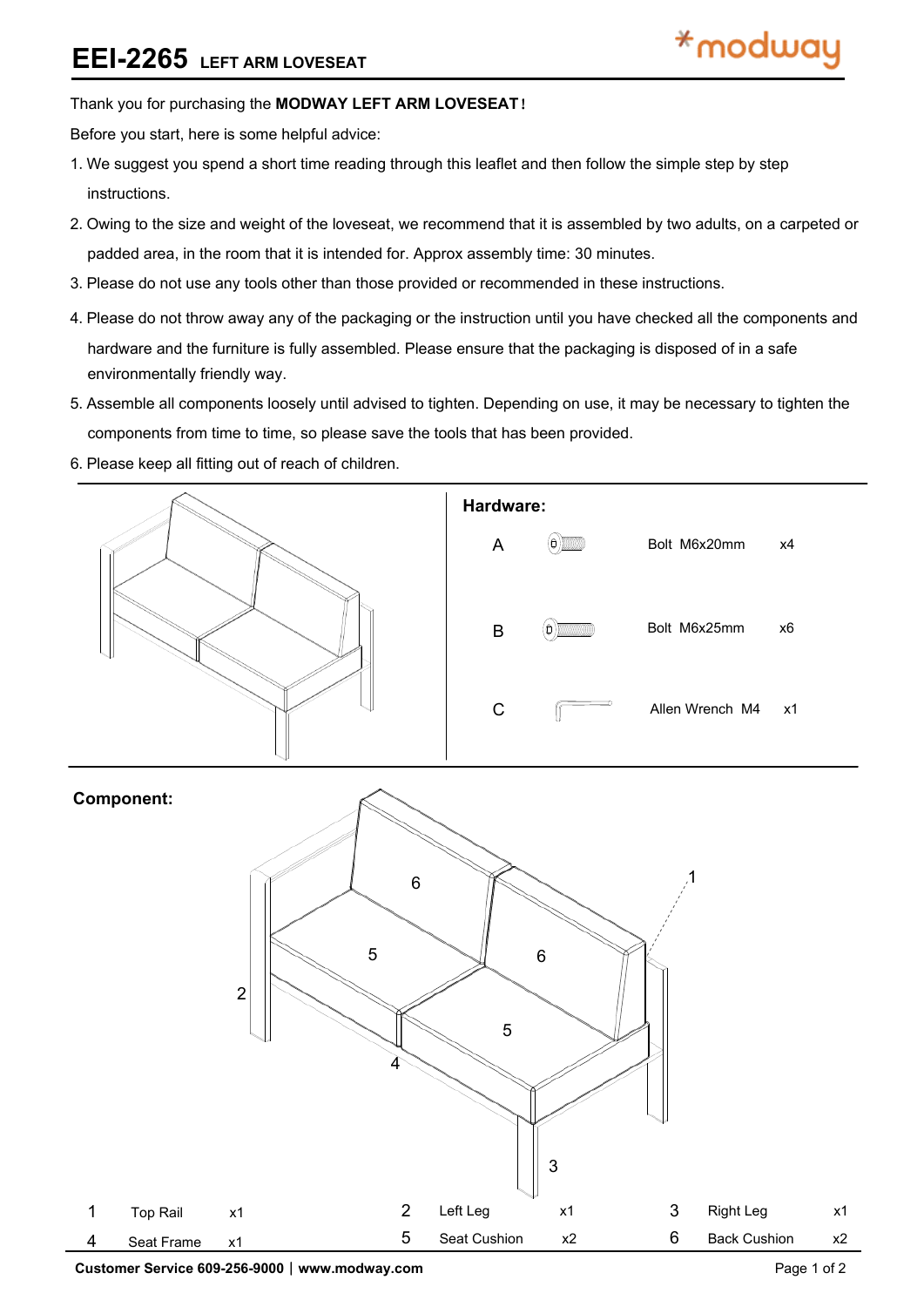# EEI-2265 LEFT ARM LOVESEAT

Thank you for purchasing the **MODWAY LEFT ARM LOVESEAT!**

Before you start, here is some helpful advice:

1. We suggest you spend a short time reading through this leaflet and then follow the simple step by step instructions.
2. Owing to the size and weight of the loveseat, we recommend that it is assembled by two adults, on a carpeted or padded area, in the room that it is intended for. Approx assembly time: 30 minutes.
3. Please do not use any tools other than those provided or recommended in these instructions.
4. Please do not throw away any of the packaging or the instruction until you have checked all the components and hardware and the furniture is fully assembled. Please ensure that the packaging is disposed of in a safe environmentally friendly way.
5. Assemble all components loosely until advised to tighten. Depending on use, it may be necessary to tighten the components from time to time, so please save the tools that has been provided.
6. Please keep all fitting out of reach of children.

## Hardware:

| | Item | Qty |
|---|---|---|
| A | Bolt M6x20mm | x4 |
| B | Bolt M6x25mm | x6 |
| C | Allen Wrench M4 | x1 |

## Component:

| No. | Part | Qty | No. | Part | Qty | No. | Part | Qty |
|---|---|---|---|---|---|---|---|---|
| 1 | Top Rail | x1 | 2 | Left Leg | x1 | 3 | Right Leg | x1 |
| 4 | Seat Frame | x1 | 5 | Seat Cushion | x2 | 6 | Back Cushion | x2 |

**Customer Service 609-256-9000 | www.modway.com**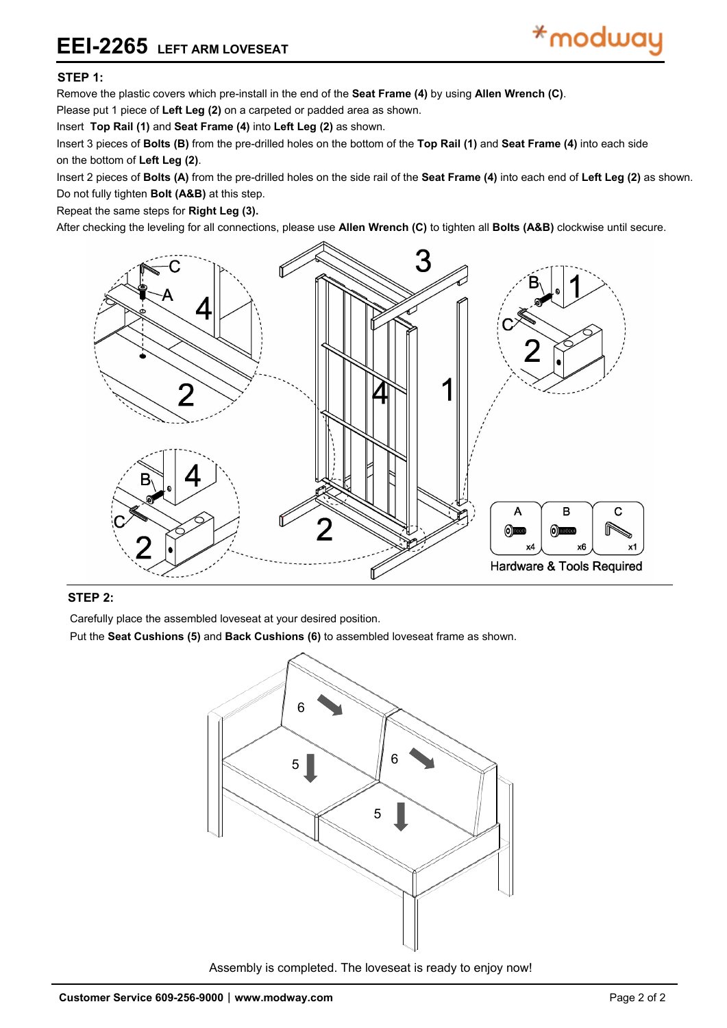# EEI-2265 LEFT ARM LOVESEAT

## STEP 1:

Remove the plastic covers which pre-install in the end of the **Seat Frame (4)** by using **Allen Wrench (C)**.

Please put 1 piece of **Left Leg (2)** on a carpeted or padded area as shown.

Insert **Top Rail (1)** and **Seat Frame (4)** into **Left Leg (2)** as shown.

Insert 3 pieces of **Bolts (B)** from the pre-drilled holes on the bottom of the **Top Rail (1)** and **Seat Frame (4)** into each side on the bottom of **Left Leg (2)**.

Insert 2 pieces of **Bolts (A)** from the pre-drilled holes on the side rail of the **Seat Frame (4)** into each end of **Left Leg (2)** as shown.

Do not fully tighten **Bolt (A&B)** at this step.

Repeat the same steps for **Right Leg (3).**

After checking the leveling for all connections, please use **Allen Wrench (C)** to tighten all **Bolts (A&B)** clockwise until secure.

C
A
4
2
3
4
1
B
1
C
2
B
4
C
2
2

| A | B | C |
| --- | --- | --- |
| x4 | x6 | x1 |

Hardware & Tools Required

## STEP 2:

Carefully place the assembled loveseat at your desired position.

Put the **Seat Cushions (5)** and **Back Cushions (6)** to assembled loveseat frame as shown.

6
5
6
5

Assembly is completed. The loveseat is ready to enjoy now!

**Customer Service 609-256-9000 | www.modway.com**